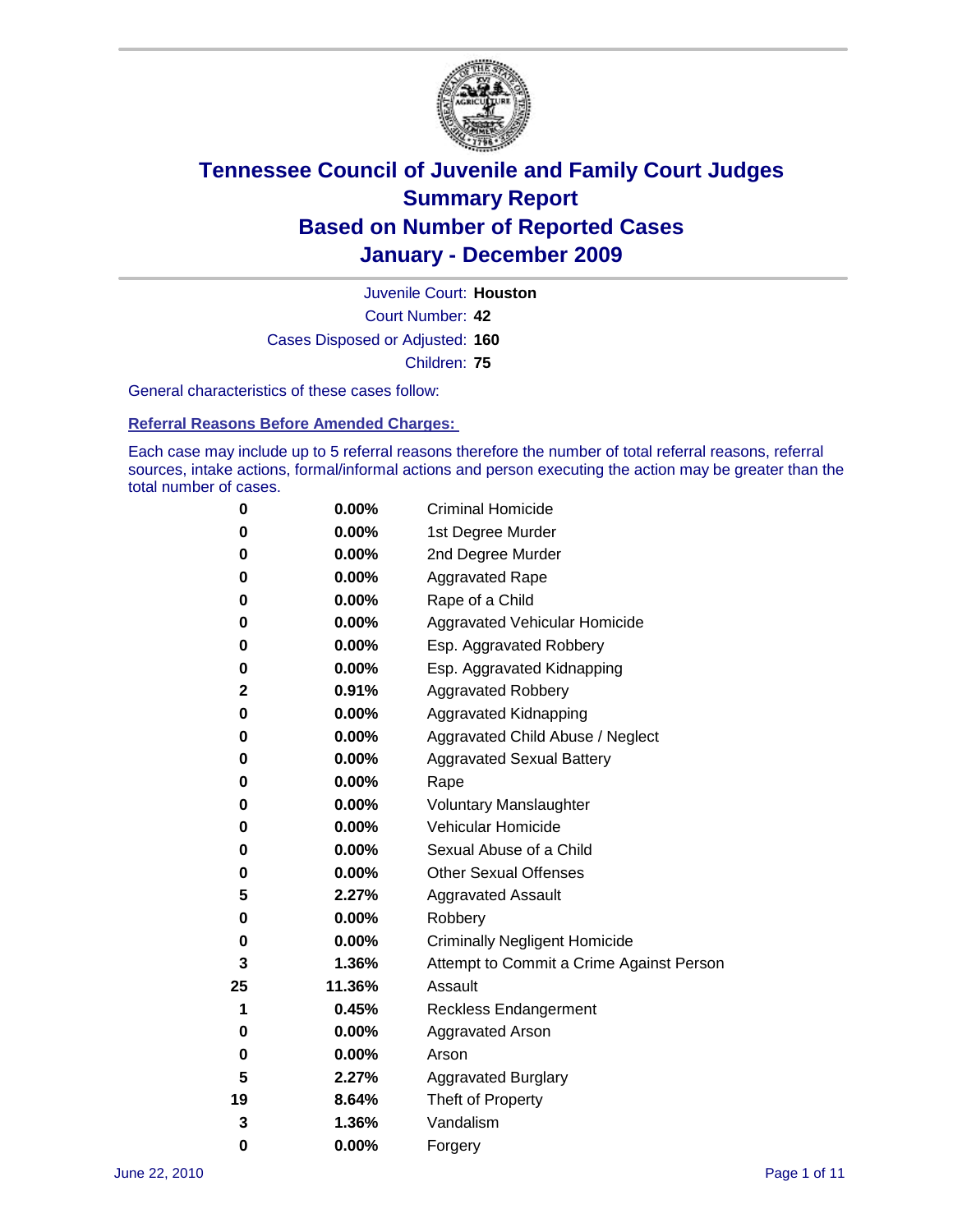# Tennessee Council of Juvenile and Family Court Judges
## Summary Report
## Based on Number of Reported Cases
## January - December 2009

Juvenile Court: **Houston**

Court Number: **42**

Cases Disposed or Adjusted: **160**

Children: **75**

General characteristics of these cases follow:

### Referral Reasons Before Amended Charges:

Each case may include up to 5 referral reasons therefore the number of total referral reasons, referral sources, intake actions, formal/informal actions and person executing the action may be greater than the total number of cases.

| | | |
|---|---|---|
| 0 | 0.00% | Criminal Homicide |
| 0 | 0.00% | 1st Degree Murder |
| 0 | 0.00% | 2nd Degree Murder |
| 0 | 0.00% | Aggravated Rape |
| 0 | 0.00% | Rape of a Child |
| 0 | 0.00% | Aggravated Vehicular Homicide |
| 0 | 0.00% | Esp. Aggravated Robbery |
| 0 | 0.00% | Esp. Aggravated Kidnapping |
| 2 | 0.91% | Aggravated Robbery |
| 0 | 0.00% | Aggravated Kidnapping |
| 0 | 0.00% | Aggravated Child Abuse / Neglect |
| 0 | 0.00% | Aggravated Sexual Battery |
| 0 | 0.00% | Rape |
| 0 | 0.00% | Voluntary Manslaughter |
| 0 | 0.00% | Vehicular Homicide |
| 0 | 0.00% | Sexual Abuse of a Child |
| 0 | 0.00% | Other Sexual Offenses |
| 5 | 2.27% | Aggravated Assault |
| 0 | 0.00% | Robbery |
| 0 | 0.00% | Criminally Negligent Homicide |
| 3 | 1.36% | Attempt to Commit a Crime Against Person |
| 25 | 11.36% | Assault |
| 1 | 0.45% | Reckless Endangerment |
| 0 | 0.00% | Aggravated Arson |
| 0 | 0.00% | Arson |
| 5 | 2.27% | Aggravated Burglary |
| 19 | 8.64% | Theft of Property |
| 3 | 1.36% | Vandalism |
| 0 | 0.00% | Forgery |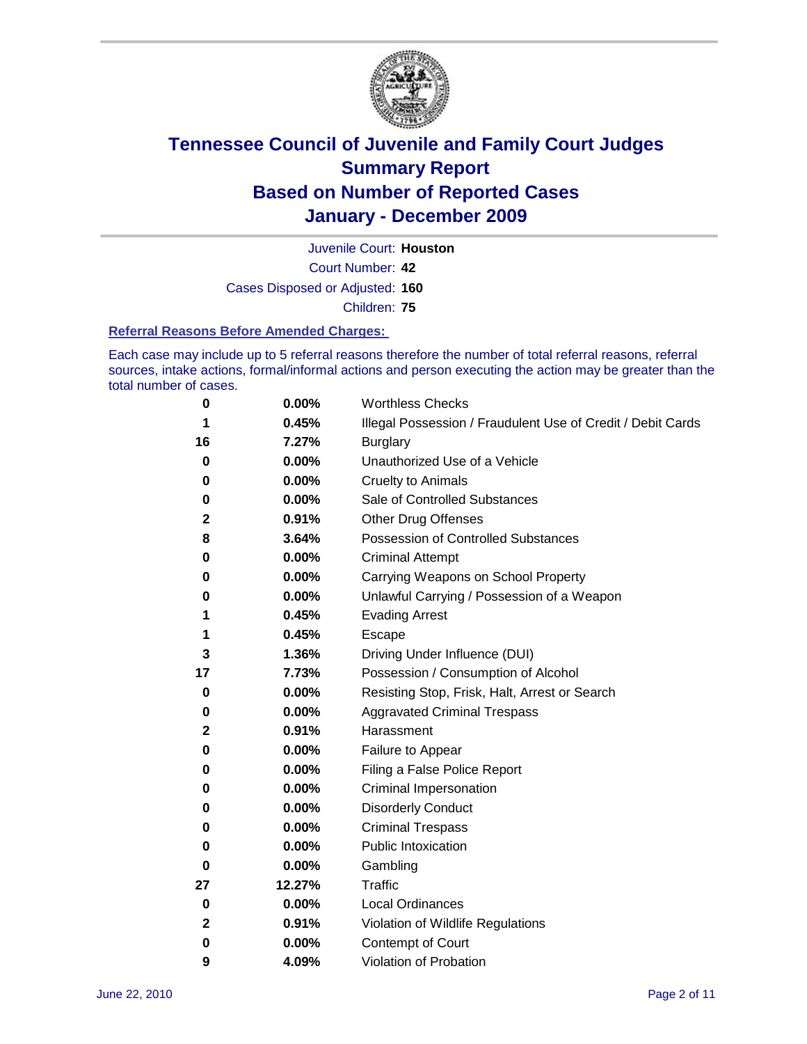# Tennessee Council of Juvenile and Family Court Judges
## Summary Report
## Based on Number of Reported Cases
## January - December 2009

Juvenile Court: **Houston**

Court Number: **42**

Cases Disposed or Adjusted: **160**

Children: **75**

### Referral Reasons Before Amended Charges:

Each case may include up to 5 referral reasons therefore the number of total referral reasons, referral sources, intake actions, formal/informal actions and person executing the action may be greater than the total number of cases.

| Count | Percent | Referral Reason |
|---|---|---|
| 0 | 0.00% | Worthless Checks |
| 1 | 0.45% | Illegal Possession / Fraudulent Use of Credit / Debit Cards |
| 16 | 7.27% | Burglary |
| 0 | 0.00% | Unauthorized Use of a Vehicle |
| 0 | 0.00% | Cruelty to Animals |
| 0 | 0.00% | Sale of Controlled Substances |
| 2 | 0.91% | Other Drug Offenses |
| 8 | 3.64% | Possession of Controlled Substances |
| 0 | 0.00% | Criminal Attempt |
| 0 | 0.00% | Carrying Weapons on School Property |
| 0 | 0.00% | Unlawful Carrying / Possession of a Weapon |
| 1 | 0.45% | Evading Arrest |
| 1 | 0.45% | Escape |
| 3 | 1.36% | Driving Under Influence (DUI) |
| 17 | 7.73% | Possession / Consumption of Alcohol |
| 0 | 0.00% | Resisting Stop, Frisk, Halt, Arrest or Search |
| 0 | 0.00% | Aggravated Criminal Trespass |
| 2 | 0.91% | Harassment |
| 0 | 0.00% | Failure to Appear |
| 0 | 0.00% | Filing a False Police Report |
| 0 | 0.00% | Criminal Impersonation |
| 0 | 0.00% | Disorderly Conduct |
| 0 | 0.00% | Criminal Trespass |
| 0 | 0.00% | Public Intoxication |
| 0 | 0.00% | Gambling |
| 27 | 12.27% | Traffic |
| 0 | 0.00% | Local Ordinances |
| 2 | 0.91% | Violation of Wildlife Regulations |
| 0 | 0.00% | Contempt of Court |
| 9 | 4.09% | Violation of Probation |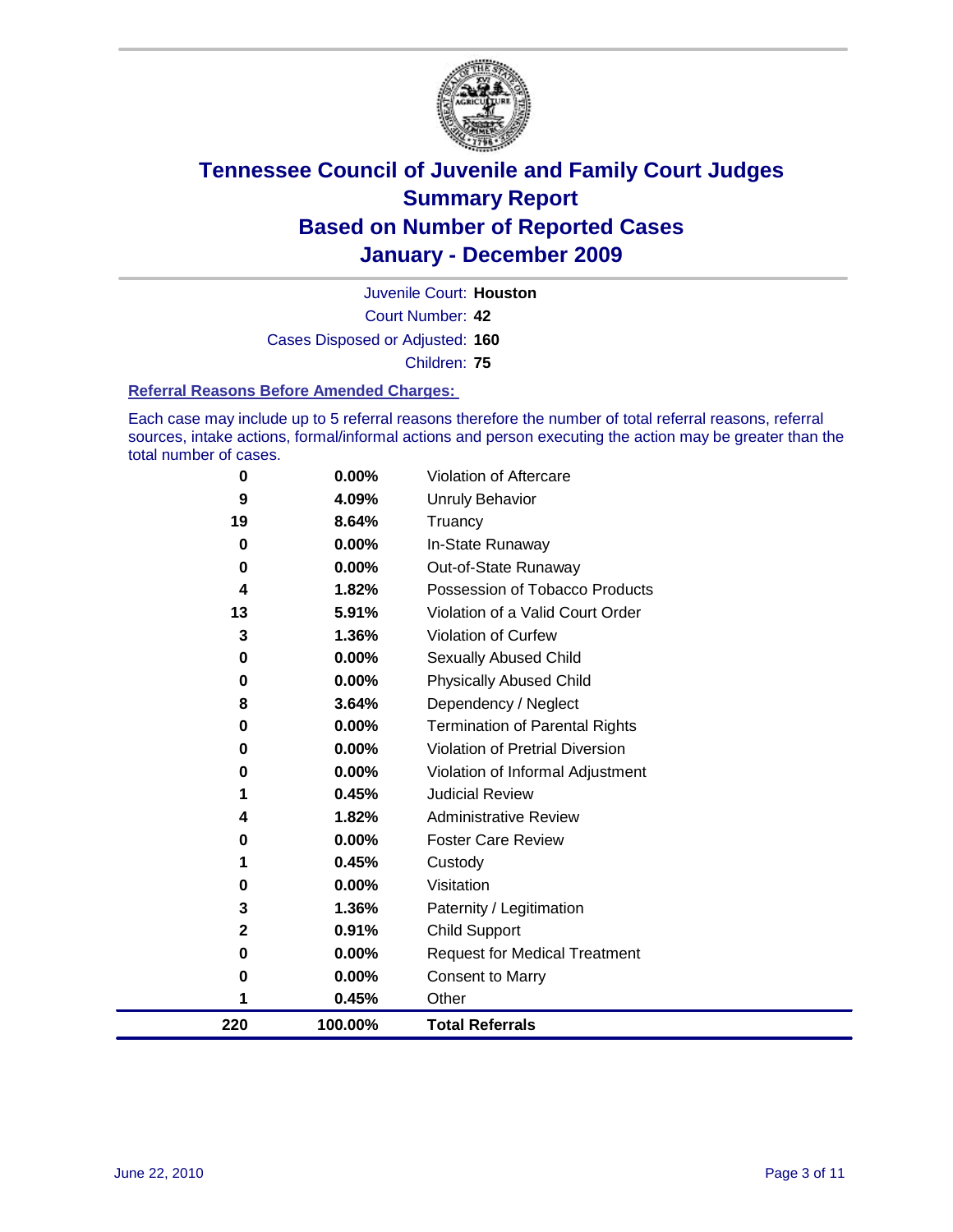# Tennessee Council of Juvenile and Family Court Judges
# Summary Report
# Based on Number of Reported Cases
# January - December 2009

Juvenile Court: **Houston**

Court Number: **42**

Cases Disposed or Adjusted: **160**

Children: **75**

### Referral Reasons Before Amended Charges:

Each case may include up to 5 referral reasons therefore the number of total referral reasons, referral sources, intake actions, formal/informal actions and person executing the action may be greater than the total number of cases.

| Count | Percent | Referral Reason |
|---|---|---|
| 0 | 0.00% | Violation of Aftercare |
| 9 | 4.09% | Unruly Behavior |
| 19 | 8.64% | Truancy |
| 0 | 0.00% | In-State Runaway |
| 0 | 0.00% | Out-of-State Runaway |
| 4 | 1.82% | Possession of Tobacco Products |
| 13 | 5.91% | Violation of a Valid Court Order |
| 3 | 1.36% | Violation of Curfew |
| 0 | 0.00% | Sexually Abused Child |
| 0 | 0.00% | Physically Abused Child |
| 8 | 3.64% | Dependency / Neglect |
| 0 | 0.00% | Termination of Parental Rights |
| 0 | 0.00% | Violation of Pretrial Diversion |
| 0 | 0.00% | Violation of Informal Adjustment |
| 1 | 0.45% | Judicial Review |
| 4 | 1.82% | Administrative Review |
| 0 | 0.00% | Foster Care Review |
| 1 | 0.45% | Custody |
| 0 | 0.00% | Visitation |
| 3 | 1.36% | Paternity / Legitimation |
| 2 | 0.91% | Child Support |
| 0 | 0.00% | Request for Medical Treatment |
| 0 | 0.00% | Consent to Marry |
| 1 | 0.45% | Other |
| **220** | **100.00%** | **Total Referrals** |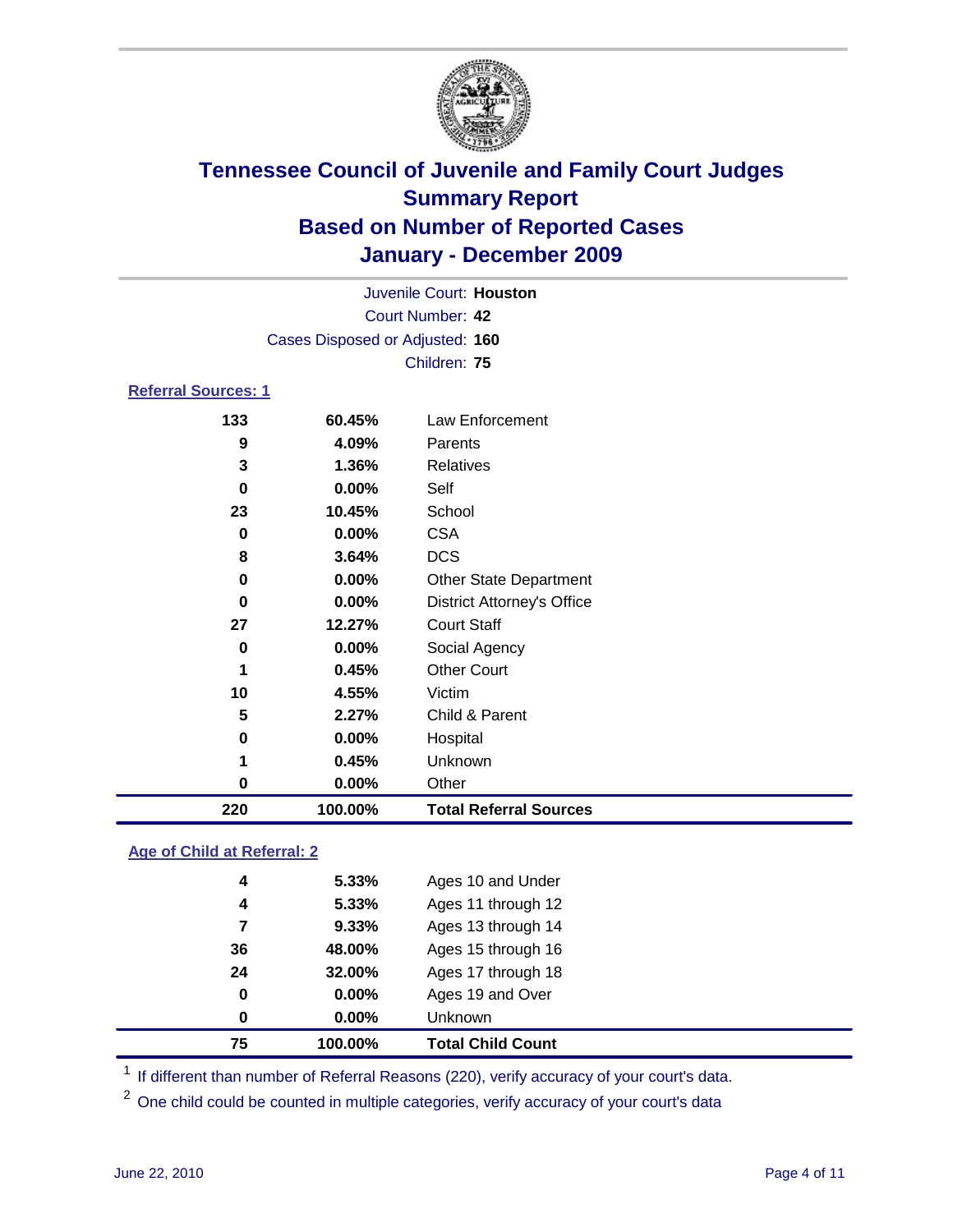# Tennessee Council of Juvenile and Family Court Judges
## Summary Report
## Based on Number of Reported Cases
## January - December 2009

Juvenile Court: **Houston**
Court Number: **42**
Cases Disposed or Adjusted: **160**
Children: **75**

### Referral Sources: 1

| | | |
|---|---|---|
| 133 | 60.45% | Law Enforcement |
| 9 | 4.09% | Parents |
| 3 | 1.36% | Relatives |
| 0 | 0.00% | Self |
| 23 | 10.45% | School |
| 0 | 0.00% | CSA |
| 8 | 3.64% | DCS |
| 0 | 0.00% | Other State Department |
| 0 | 0.00% | District Attorney's Office |
| 27 | 12.27% | Court Staff |
| 0 | 0.00% | Social Agency |
| 1 | 0.45% | Other Court |
| 10 | 4.55% | Victim |
| 5 | 2.27% | Child & Parent |
| 0 | 0.00% | Hospital |
| 1 | 0.45% | Unknown |
| 0 | 0.00% | Other |
| **220** | **100.00%** | **Total Referral Sources** |

### Age of Child at Referral: 2

| | | |
|---|---|---|
| 4 | 5.33% | Ages 10 and Under |
| 4 | 5.33% | Ages 11 through 12 |
| 7 | 9.33% | Ages 13 through 14 |
| 36 | 48.00% | Ages 15 through 16 |
| 24 | 32.00% | Ages 17 through 18 |
| 0 | 0.00% | Ages 19 and Over |
| 0 | 0.00% | Unknown |
| **75** | **100.00%** | **Total Child Count** |

[1] If different than number of Referral Reasons (220), verify accuracy of your court's data.

[2] One child could be counted in multiple categories, verify accuracy of your court's data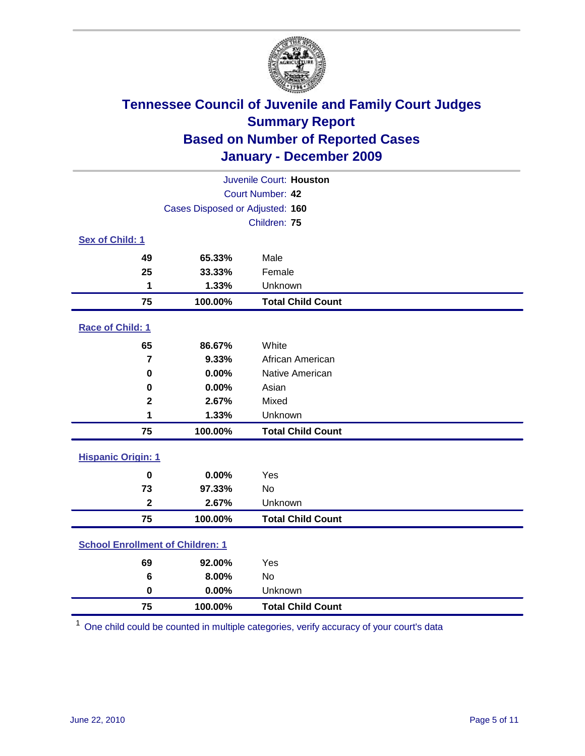# Tennessee Council of Juvenile and Family Court Judges
## Summary Report
## Based on Number of Reported Cases
## January - December 2009

Juvenile Court: **Houston**
Court Number: **42**
Cases Disposed or Adjusted: **160**
Children: **75**

### Sex of Child: [1]

| | | |
|---|---|---|
| 49 | 65.33% | Male |
| 25 | 33.33% | Female |
| 1 | 1.33% | Unknown |
| **75** | **100.00%** | **Total Child Count** |

### Race of Child: [1]

| | | |
|---|---|---|
| 65 | 86.67% | White |
| 7 | 9.33% | African American |
| 0 | 0.00% | Native American |
| 0 | 0.00% | Asian |
| 2 | 2.67% | Mixed |
| 1 | 1.33% | Unknown |
| **75** | **100.00%** | **Total Child Count** |

### Hispanic Origin: [1]

| | | |
|---|---|---|
| 0 | 0.00% | Yes |
| 73 | 97.33% | No |
| 2 | 2.67% | Unknown |
| **75** | **100.00%** | **Total Child Count** |

### School Enrollment of Children: [1]

| | | |
|---|---|---|
| 69 | 92.00% | Yes |
| 6 | 8.00% | No |
| 0 | 0.00% | Unknown |
| **75** | **100.00%** | **Total Child Count** |

[1] One child could be counted in multiple categories, verify accuracy of your court's data

June 22, 2010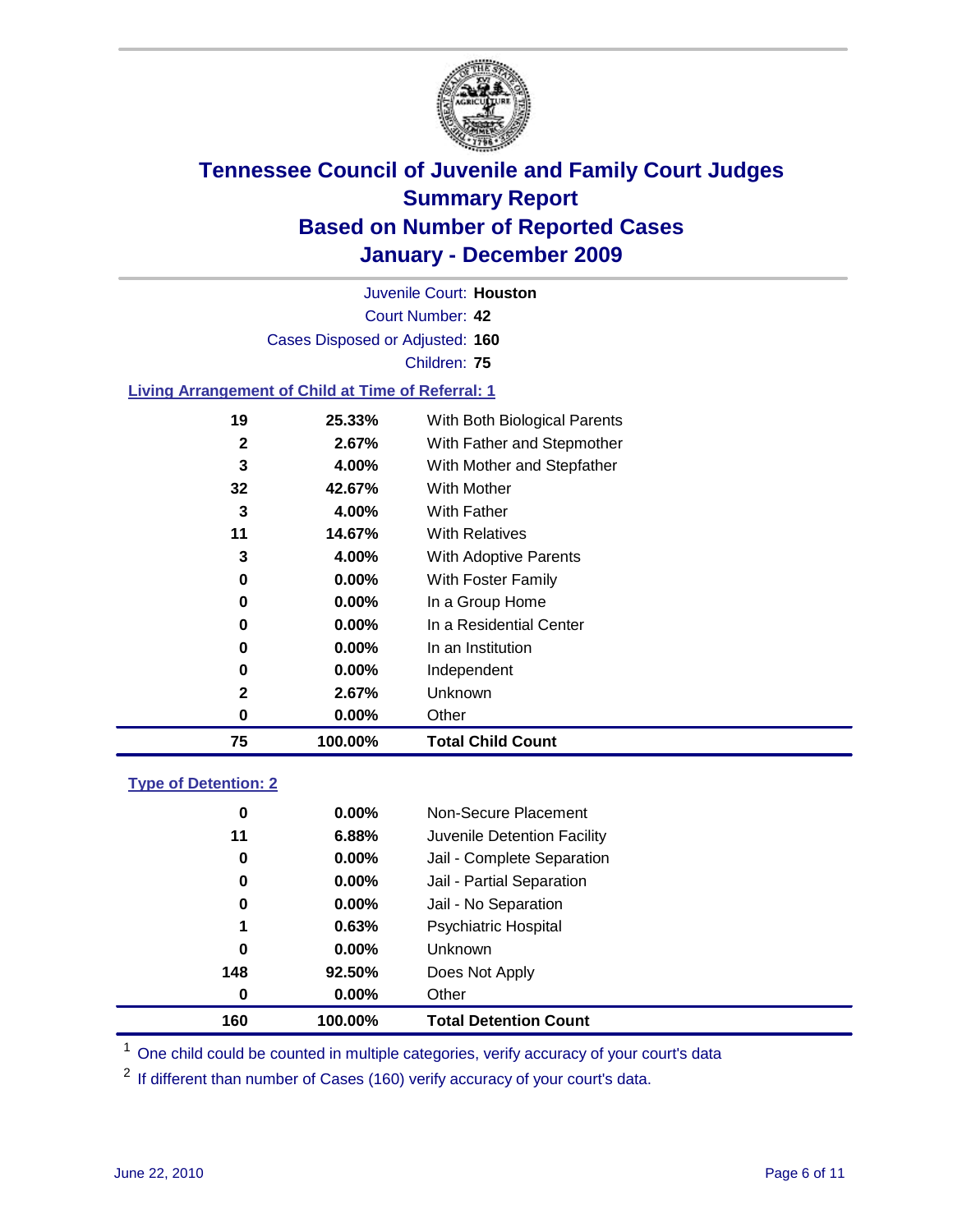# Tennessee Council of Juvenile and Family Court Judges Summary Report Based on Number of Reported Cases January - December 2009

Juvenile Court: **Houston**

Court Number: **42**

Cases Disposed or Adjusted: **160**

Children: **75**

### Living Arrangement of Child at Time of Referral: 1

| Count | Percent | Living Arrangement |
|---|---|---|
| 19 | 25.33% | With Both Biological Parents |
| 2 | 2.67% | With Father and Stepmother |
| 3 | 4.00% | With Mother and Stepfather |
| 32 | 42.67% | With Mother |
| 3 | 4.00% | With Father |
| 11 | 14.67% | With Relatives |
| 3 | 4.00% | With Adoptive Parents |
| 0 | 0.00% | With Foster Family |
| 0 | 0.00% | In a Group Home |
| 0 | 0.00% | In a Residential Center |
| 0 | 0.00% | In an Institution |
| 0 | 0.00% | Independent |
| 2 | 2.67% | Unknown |
| 0 | 0.00% | Other |
| **75** | **100.00%** | **Total Child Count** |

### Type of Detention: 2

| Count | Percent | Type of Detention |
|---|---|---|
| 0 | 0.00% | Non-Secure Placement |
| 11 | 6.88% | Juvenile Detention Facility |
| 0 | 0.00% | Jail - Complete Separation |
| 0 | 0.00% | Jail - Partial Separation |
| 0 | 0.00% | Jail - No Separation |
| 1 | 0.63% | Psychiatric Hospital |
| 0 | 0.00% | Unknown |
| 148 | 92.50% | Does Not Apply |
| 0 | 0.00% | Other |
| **160** | **100.00%** | **Total Detention Count** |

[1] One child could be counted in multiple categories, verify accuracy of your court's data

[2] If different than number of Cases (160) verify accuracy of your court's data.

June 22, 2010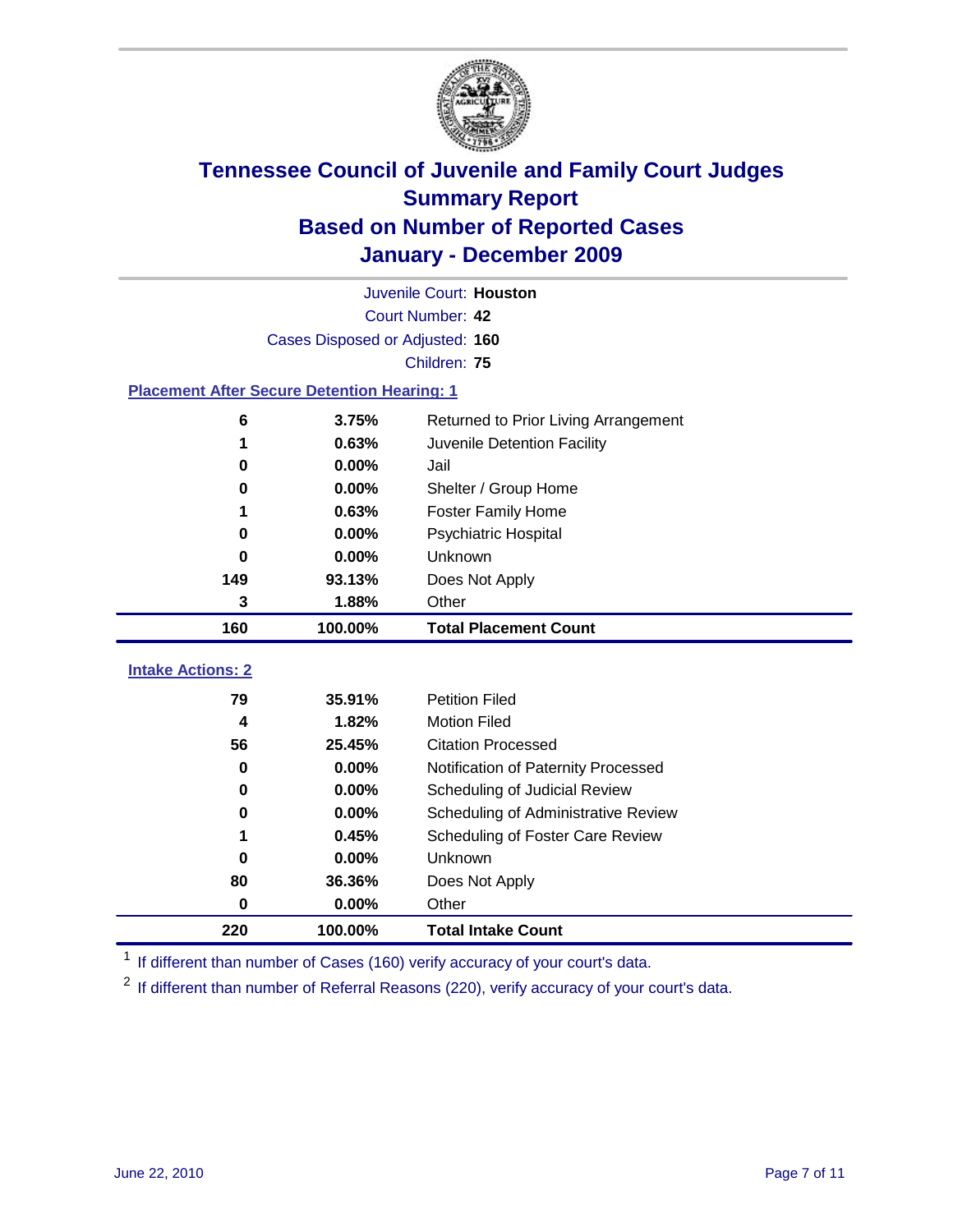# Tennessee Council of Juvenile and Family Court Judges
## Summary Report
## Based on Number of Reported Cases
## January - December 2009

Juvenile Court: **Houston**

Court Number: **42**

Cases Disposed or Adjusted: **160**

Children: **75**

### Placement After Secure Detention Hearing: 1

| | | |
|---|---|---|
| 6 | 3.75% | Returned to Prior Living Arrangement |
| 1 | 0.63% | Juvenile Detention Facility |
| 0 | 0.00% | Jail |
| 0 | 0.00% | Shelter / Group Home |
| 1 | 0.63% | Foster Family Home |
| 0 | 0.00% | Psychiatric Hospital |
| 0 | 0.00% | Unknown |
| 149 | 93.13% | Does Not Apply |
| 3 | 1.88% | Other |
| **160** | **100.00%** | **Total Placement Count** |

### Intake Actions: 2

| | | |
|---|---|---|
| 79 | 35.91% | Petition Filed |
| 4 | 1.82% | Motion Filed |
| 56 | 25.45% | Citation Processed |
| 0 | 0.00% | Notification of Paternity Processed |
| 0 | 0.00% | Scheduling of Judicial Review |
| 0 | 0.00% | Scheduling of Administrative Review |
| 1 | 0.45% | Scheduling of Foster Care Review |
| 0 | 0.00% | Unknown |
| 80 | 36.36% | Does Not Apply |
| 0 | 0.00% | Other |
| **220** | **100.00%** | **Total Intake Count** |

[1] If different than number of Cases (160) verify accuracy of your court's data.

[2] If different than number of Referral Reasons (220), verify accuracy of your court's data.

June 22, 2010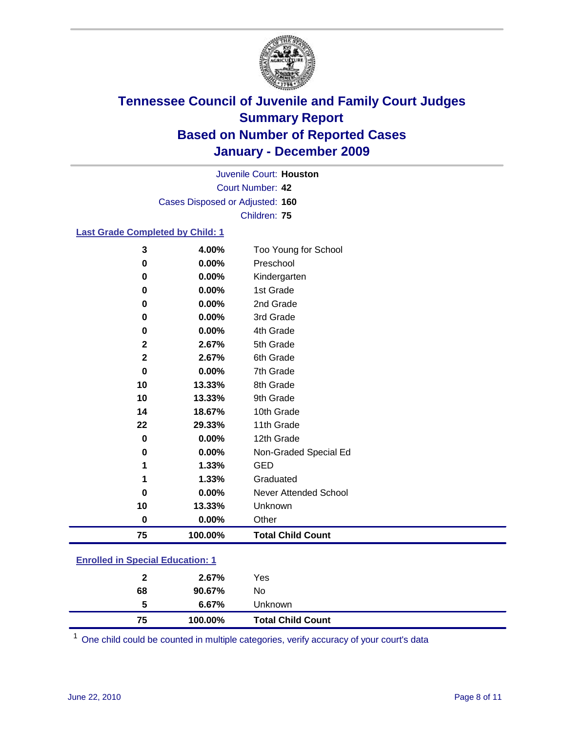# Tennessee Council of Juvenile and Family Court Judges
## Summary Report
## Based on Number of Reported Cases
## January - December 2009

Juvenile Court: **Houston**

Court Number: **42**

Cases Disposed or Adjusted: **160**

Children: **75**

### Last Grade Completed by Child: 1

| Count | Percent | Category |
|---|---|---|
| 3 | 4.00% | Too Young for School |
| 0 | 0.00% | Preschool |
| 0 | 0.00% | Kindergarten |
| 0 | 0.00% | 1st Grade |
| 0 | 0.00% | 2nd Grade |
| 0 | 0.00% | 3rd Grade |
| 0 | 0.00% | 4th Grade |
| 2 | 2.67% | 5th Grade |
| 2 | 2.67% | 6th Grade |
| 0 | 0.00% | 7th Grade |
| 10 | 13.33% | 8th Grade |
| 10 | 13.33% | 9th Grade |
| 14 | 18.67% | 10th Grade |
| 22 | 29.33% | 11th Grade |
| 0 | 0.00% | 12th Grade |
| 0 | 0.00% | Non-Graded Special Ed |
| 1 | 1.33% | GED |
| 1 | 1.33% | Graduated |
| 0 | 0.00% | Never Attended School |
| 10 | 13.33% | Unknown |
| 0 | 0.00% | Other |
| **75** | **100.00%** | **Total Child Count** |

### Enrolled in Special Education: 1

| Count | Percent | Category |
|---|---|---|
| 2 | 2.67% | Yes |
| 68 | 90.67% | No |
| 5 | 6.67% | Unknown |
| **75** | **100.00%** | **Total Child Count** |

[1] One child could be counted in multiple categories, verify accuracy of your court's data

June 22, 2010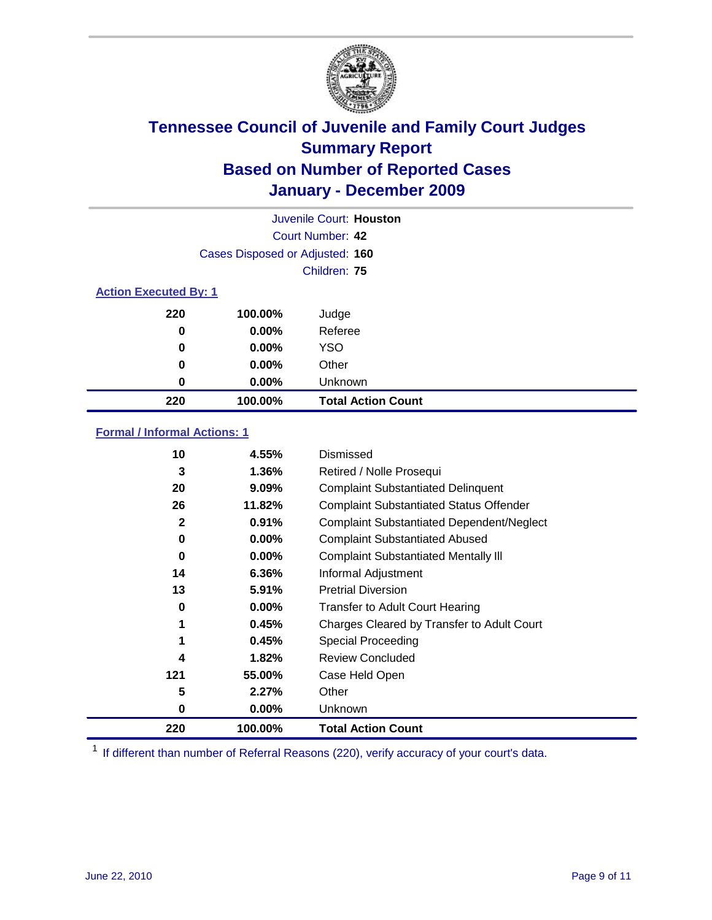# Tennessee Council of Juvenile and Family Court Judges
## Summary Report
## Based on Number of Reported Cases
## January - December 2009

Juvenile Court: **Houston**
Court Number: **42**
Cases Disposed or Adjusted: **160**
Children: **75**

### Action Executed By: 1

| | | |
|---|---|---|
| 220 | 100.00% | Judge |
| 0 | 0.00% | Referee |
| 0 | 0.00% | YSO |
| 0 | 0.00% | Other |
| 0 | 0.00% | Unknown |
| **220** | **100.00%** | **Total Action Count** |

### Formal / Informal Actions: 1

| | | |
|---|---|---|
| 10 | 4.55% | Dismissed |
| 3 | 1.36% | Retired / Nolle Prosequi |
| 20 | 9.09% | Complaint Substantiated Delinquent |
| 26 | 11.82% | Complaint Substantiated Status Offender |
| 2 | 0.91% | Complaint Substantiated Dependent/Neglect |
| 0 | 0.00% | Complaint Substantiated Abused |
| 0 | 0.00% | Complaint Substantiated Mentally Ill |
| 14 | 6.36% | Informal Adjustment |
| 13 | 5.91% | Pretrial Diversion |
| 0 | 0.00% | Transfer to Adult Court Hearing |
| 1 | 0.45% | Charges Cleared by Transfer to Adult Court |
| 1 | 0.45% | Special Proceeding |
| 4 | 1.82% | Review Concluded |
| 121 | 55.00% | Case Held Open |
| 5 | 2.27% | Other |
| 0 | 0.00% | Unknown |
| **220** | **100.00%** | **Total Action Count** |

[1] If different than number of Referral Reasons (220), verify accuracy of your court's data.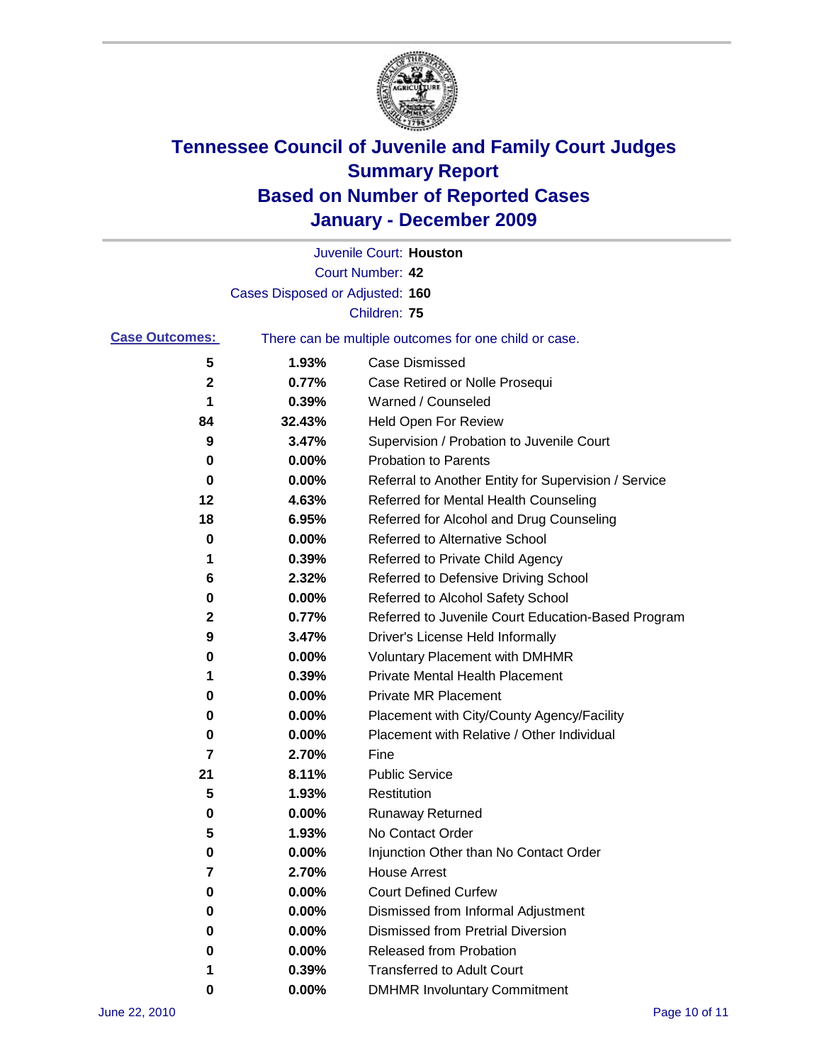# Tennessee Council of Juvenile and Family Court Judges
## Summary Report
## Based on Number of Reported Cases
## January - December 2009

Juvenile Court: **Houston**
Court Number: **42**
Cases Disposed or Adjusted: **160**
Children: **75**

**Case Outcomes:** There can be multiple outcomes for one child or case.

| Count | Percent | Outcome |
|---|---|---|
| 5 | 1.93% | Case Dismissed |
| 2 | 0.77% | Case Retired or Nolle Prosequi |
| 1 | 0.39% | Warned / Counseled |
| 84 | 32.43% | Held Open For Review |
| 9 | 3.47% | Supervision / Probation to Juvenile Court |
| 0 | 0.00% | Probation to Parents |
| 0 | 0.00% | Referral to Another Entity for Supervision / Service |
| 12 | 4.63% | Referred for Mental Health Counseling |
| 18 | 6.95% | Referred for Alcohol and Drug Counseling |
| 0 | 0.00% | Referred to Alternative School |
| 1 | 0.39% | Referred to Private Child Agency |
| 6 | 2.32% | Referred to Defensive Driving School |
| 0 | 0.00% | Referred to Alcohol Safety School |
| 2 | 0.77% | Referred to Juvenile Court Education-Based Program |
| 9 | 3.47% | Driver's License Held Informally |
| 0 | 0.00% | Voluntary Placement with DMHMR |
| 1 | 0.39% | Private Mental Health Placement |
| 0 | 0.00% | Private MR Placement |
| 0 | 0.00% | Placement with City/County Agency/Facility |
| 0 | 0.00% | Placement with Relative / Other Individual |
| 7 | 2.70% | Fine |
| 21 | 8.11% | Public Service |
| 5 | 1.93% | Restitution |
| 0 | 0.00% | Runaway Returned |
| 5 | 1.93% | No Contact Order |
| 0 | 0.00% | Injunction Other than No Contact Order |
| 7 | 2.70% | House Arrest |
| 0 | 0.00% | Court Defined Curfew |
| 0 | 0.00% | Dismissed from Informal Adjustment |
| 0 | 0.00% | Dismissed from Pretrial Diversion |
| 0 | 0.00% | Released from Probation |
| 1 | 0.39% | Transferred to Adult Court |
| 0 | 0.00% | DMHMR Involuntary Commitment |

June 22, 2010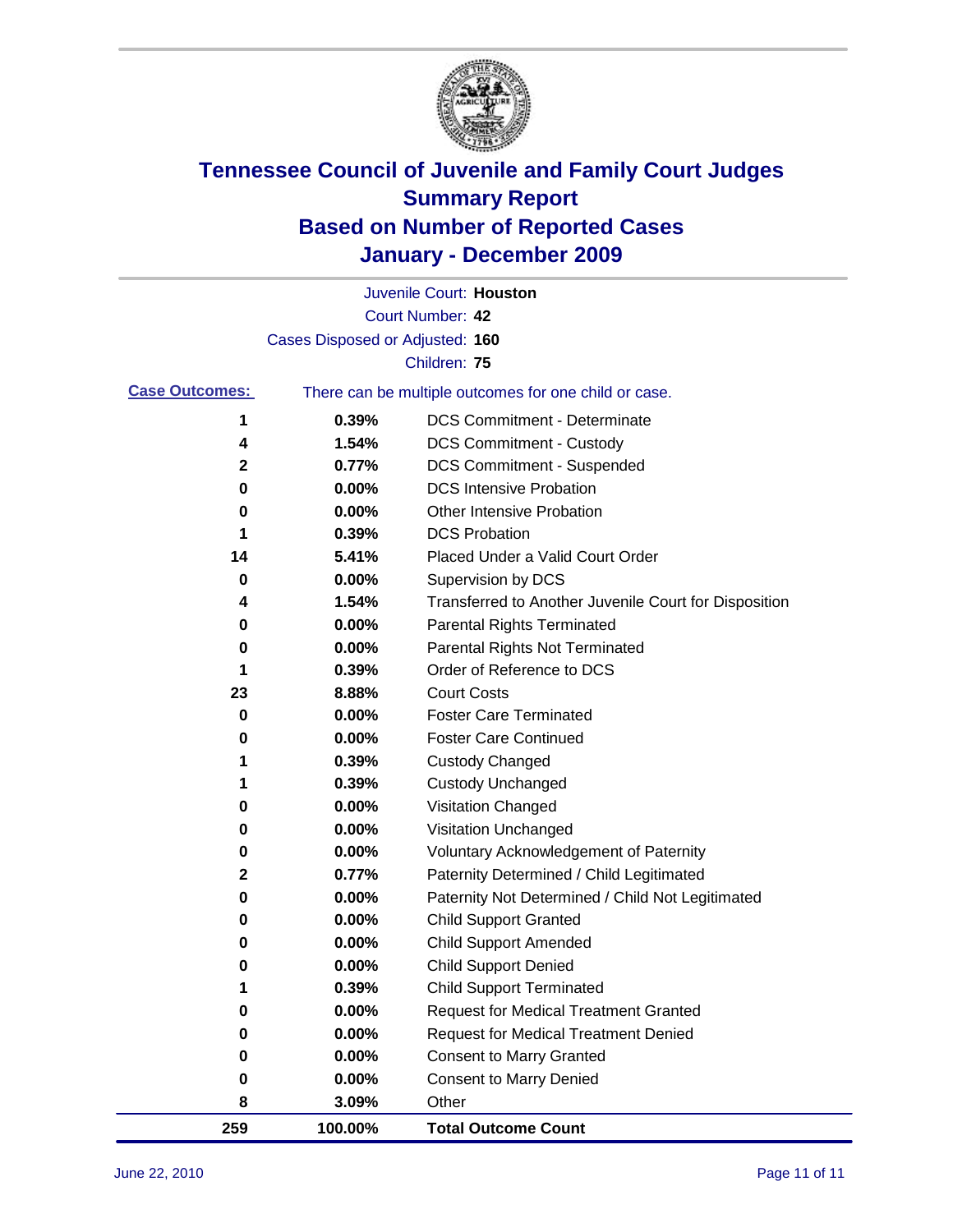# Tennessee Council of Juvenile and Family Court Judges
## Summary Report
## Based on Number of Reported Cases
## January - December 2009

Juvenile Court: **Houston**

Court Number: **42**

Cases Disposed or Adjusted: **160**

Children: **75**

**Case Outcomes:** There can be multiple outcomes for one child or case.

| | | |
|---|---|---|
| 1 | 0.39% | DCS Commitment - Determinate |
| 4 | 1.54% | DCS Commitment - Custody |
| 2 | 0.77% | DCS Commitment - Suspended |
| 0 | 0.00% | DCS Intensive Probation |
| 0 | 0.00% | Other Intensive Probation |
| 1 | 0.39% | DCS Probation |
| 14 | 5.41% | Placed Under a Valid Court Order |
| 0 | 0.00% | Supervision by DCS |
| 4 | 1.54% | Transferred to Another Juvenile Court for Disposition |
| 0 | 0.00% | Parental Rights Terminated |
| 0 | 0.00% | Parental Rights Not Terminated |
| 1 | 0.39% | Order of Reference to DCS |
| 23 | 8.88% | Court Costs |
| 0 | 0.00% | Foster Care Terminated |
| 0 | 0.00% | Foster Care Continued |
| 1 | 0.39% | Custody Changed |
| 1 | 0.39% | Custody Unchanged |
| 0 | 0.00% | Visitation Changed |
| 0 | 0.00% | Visitation Unchanged |
| 0 | 0.00% | Voluntary Acknowledgement of Paternity |
| 2 | 0.77% | Paternity Determined / Child Legitimated |
| 0 | 0.00% | Paternity Not Determined / Child Not Legitimated |
| 0 | 0.00% | Child Support Granted |
| 0 | 0.00% | Child Support Amended |
| 0 | 0.00% | Child Support Denied |
| 1 | 0.39% | Child Support Terminated |
| 0 | 0.00% | Request for Medical Treatment Granted |
| 0 | 0.00% | Request for Medical Treatment Denied |
| 0 | 0.00% | Consent to Marry Granted |
| 0 | 0.00% | Consent to Marry Denied |
| 8 | 3.09% | Other |
| **259** | **100.00%** | **Total Outcome Count** |

June 22, 2010